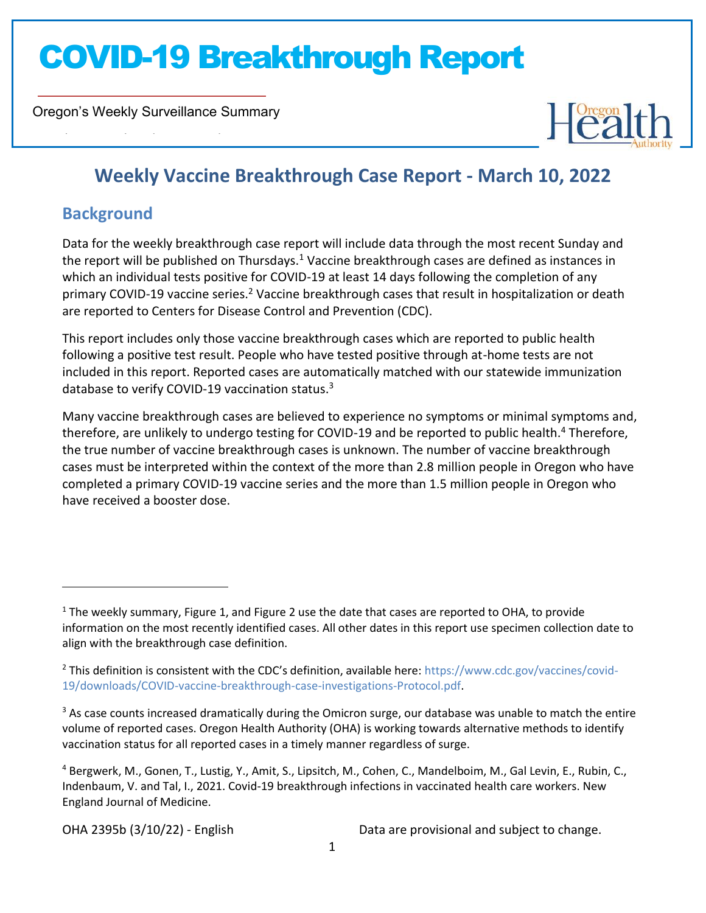# COVID-19 Breakthrough Report

Oregon's Weekly Surveillance Summary

## Weekly Vaccine Breakthrough Case Report - March 10, 2022

### Background

Data for the weekly breakthrough case report will include data through the most recent Sunday and the report will be published on Thursdays.[1] Vaccine breakthrough cases are defined as instances in which an individual tests positive for COVID-19 at least 14 days following the completion of any primary COVID-19 vaccine series.[2] Vaccine breakthrough cases that result in hospitalization or death are reported to Centers for Disease Control and Prevention (CDC).

This report includes only those vaccine breakthrough cases which are reported to public health following a positive test result. People who have tested positive through at-home tests are not included in this report. Reported cases are automatically matched with our statewide immunization database to verify COVID-19 vaccination status.[3]

Many vaccine breakthrough cases are believed to experience no symptoms or minimal symptoms and, therefore, are unlikely to undergo testing for COVID-19 and be reported to public health.[4] Therefore, the true number of vaccine breakthrough cases is unknown. The number of vaccine breakthrough cases must be interpreted within the context of the more than 2.8 million people in Oregon who have completed a primary COVID-19 vaccine series and the more than 1.5 million people in Oregon who have received a booster dose.

---

[1] The weekly summary, Figure 1, and Figure 2 use the date that cases are reported to OHA, to provide information on the most recently identified cases. All other dates in this report use specimen collection date to align with the breakthrough case definition.

[2] This definition is consistent with the CDC's definition, available here: https://www.cdc.gov/vaccines/covid-19/downloads/COVID-vaccine-breakthrough-case-investigations-Protocol.pdf.

[3] As case counts increased dramatically during the Omicron surge, our database was unable to match the entire volume of reported cases. Oregon Health Authority (OHA) is working towards alternative methods to identify vaccination status for all reported cases in a timely manner regardless of surge.

[4] Bergwerk, M., Gonen, T., Lustig, Y., Amit, S., Lipsitch, M., Cohen, C., Mandelboim, M., Gal Levin, E., Rubin, C., Indenbaum, V. and Tal, I., 2021. Covid-19 breakthrough infections in vaccinated health care workers. New England Journal of Medicine.

OHA 2395b (3/10/22) - English

Data are provisional and subject to change.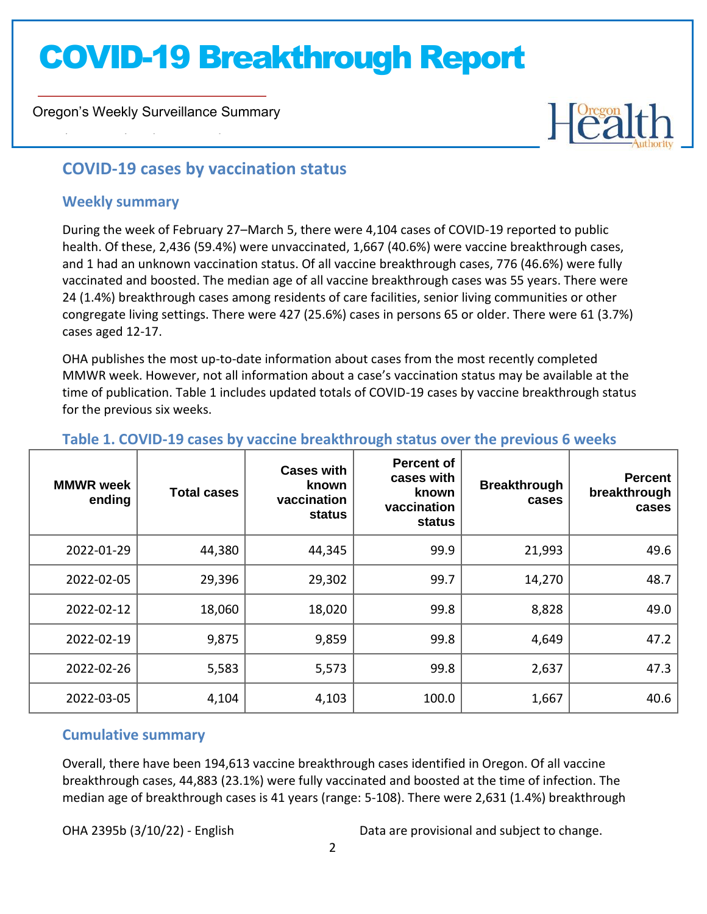## COVID-19 cases by vaccination status

### Weekly summary

During the week of February 27–March 5, there were 4,104 cases of COVID-19 reported to public health. Of these, 2,436 (59.4%) were unvaccinated, 1,667 (40.6%) were vaccine breakthrough cases, and 1 had an unknown vaccination status. Of all vaccine breakthrough cases, 776 (46.6%) were fully vaccinated and boosted. The median age of all vaccine breakthrough cases was 55 years. There were 24 (1.4%) breakthrough cases among residents of care facilities, senior living communities or other congregate living settings. There were 427 (25.6%) cases in persons 65 or older. There were 61 (3.7%) cases aged 12-17.

OHA publishes the most up-to-date information about cases from the most recently completed MMWR week. However, not all information about a case's vaccination status may be available at the time of publication. Table 1 includes updated totals of COVID-19 cases by vaccine breakthrough status for the previous six weeks.

### Table 1. COVID-19 cases by vaccine breakthrough status over the previous 6 weeks

| MMWR week ending | Total cases | Cases with known vaccination status | Percent of cases with known vaccination status | Breakthrough cases | Percent breakthrough cases |
|---|---|---|---|---|---|
| 2022-01-29 | 44,380 | 44,345 | 99.9 | 21,993 | 49.6 |
| 2022-02-05 | 29,396 | 29,302 | 99.7 | 14,270 | 48.7 |
| 2022-02-12 | 18,060 | 18,020 | 99.8 | 8,828 | 49.0 |
| 2022-02-19 | 9,875 | 9,859 | 99.8 | 4,649 | 47.2 |
| 2022-02-26 | 5,583 | 5,573 | 99.8 | 2,637 | 47.3 |
| 2022-03-05 | 4,104 | 4,103 | 100.0 | 1,667 | 40.6 |

### Cumulative summary

Overall, there have been 194,613 vaccine breakthrough cases identified in Oregon. Of all vaccine breakthrough cases, 44,883 (23.1%) were fully vaccinated and boosted at the time of infection. The median age of breakthrough cases is 41 years (range: 5-108). There were 2,631 (1.4%) breakthrough

OHA 2395b (3/10/22) - English

Data are provisional and subject to change.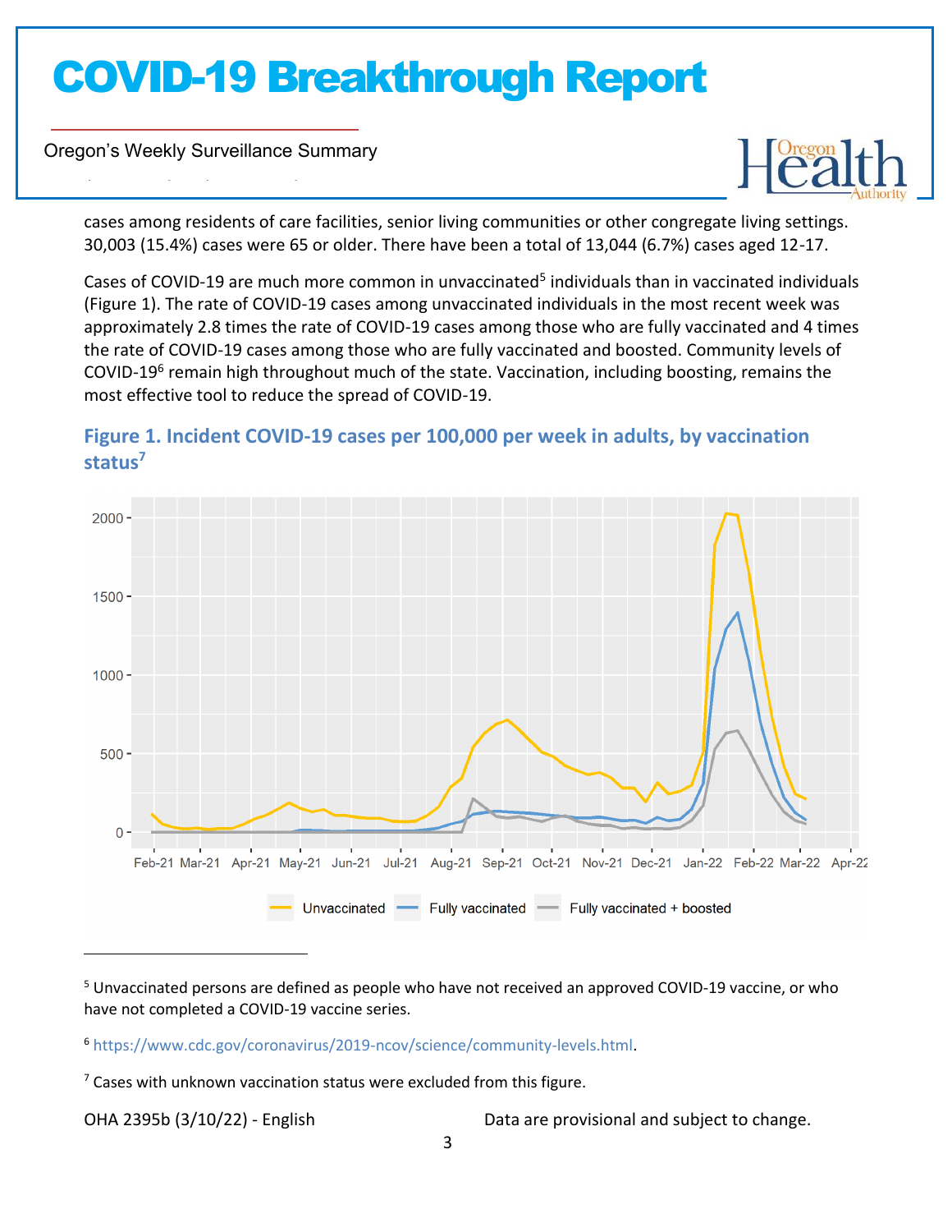cases among residents of care facilities, senior living communities or other congregate living settings. 30,003 (15.4%) cases were 65 or older. There have been a total of 13,044 (6.7%) cases aged 12-17.

Cases of COVID-19 are much more common in unvaccinated[5] individuals than in vaccinated individuals (Figure 1). The rate of COVID-19 cases among unvaccinated individuals in the most recent week was approximately 2.8 times the rate of COVID-19 cases among those who are fully vaccinated and 4 times the rate of COVID-19 cases among those who are fully vaccinated and boosted. Community levels of COVID-19[6] remain high throughout much of the state. Vaccination, including boosting, remains the most effective tool to reduce the spread of COVID-19.

### Figure 1. Incident COVID-19 cases per 100,000 per week in adults, by vaccination status[7]

---

[5] Unvaccinated persons are defined as people who have not received an approved COVID-19 vaccine, or who have not completed a COVID-19 vaccine series.

[6] https://www.cdc.gov/coronavirus/2019-ncov/science/community-levels.html.

[7] Cases with unknown vaccination status were excluded from this figure.

OHA 2395b (3/10/22) - English Data are provisional and subject to change.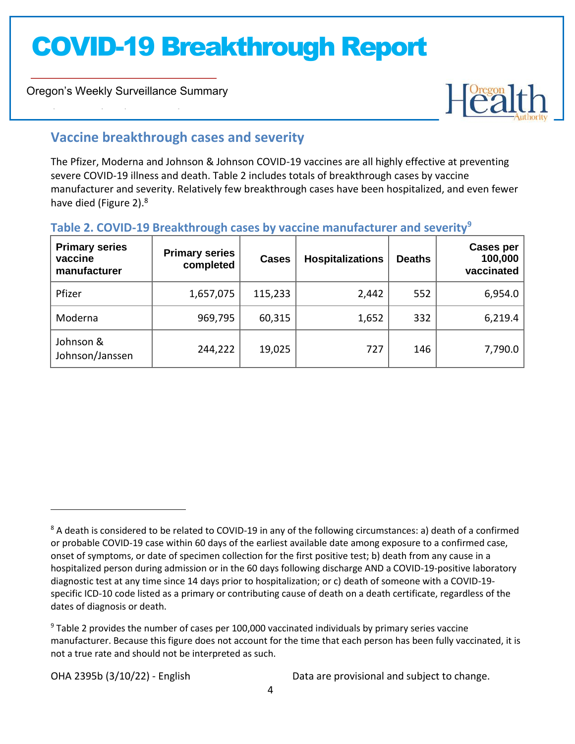## Vaccine breakthrough cases and severity

The Pfizer, Moderna and Johnson & Johnson COVID-19 vaccines are all highly effective at preventing severe COVID-19 illness and death. Table 2 includes totals of breakthrough cases by vaccine manufacturer and severity. Relatively few breakthrough cases have been hospitalized, and even fewer have died (Figure 2).[8]

### Table 2. COVID-19 Breakthrough cases by vaccine manufacturer and severity[9]

| Primary series vaccine manufacturer | Primary series completed | Cases | Hospitalizations | Deaths | Cases per 100,000 vaccinated |
|---|---|---|---|---|---|
| Pfizer | 1,657,075 | 115,233 | 2,442 | 552 | 6,954.0 |
| Moderna | 969,795 | 60,315 | 1,652 | 332 | 6,219.4 |
| Johnson & Johnson/Janssen | 244,222 | 19,025 | 727 | 146 | 7,790.0 |

---

[8] A death is considered to be related to COVID-19 in any of the following circumstances: a) death of a confirmed or probable COVID-19 case within 60 days of the earliest available date among exposure to a confirmed case, onset of symptoms, or date of specimen collection for the first positive test; b) death from any cause in a hospitalized person during admission or in the 60 days following discharge AND a COVID-19-positive laboratory diagnostic test at any time since 14 days prior to hospitalization; or c) death of someone with a COVID-19-specific ICD-10 code listed as a primary or contributing cause of death on a death certificate, regardless of the dates of diagnosis or death.

[9] Table 2 provides the number of cases per 100,000 vaccinated individuals by primary series vaccine manufacturer. Because this figure does not account for the time that each person has been fully vaccinated, it is not a true rate and should not be interpreted as such.

OHA 2395b (3/10/22) - English

Data are provisional and subject to change.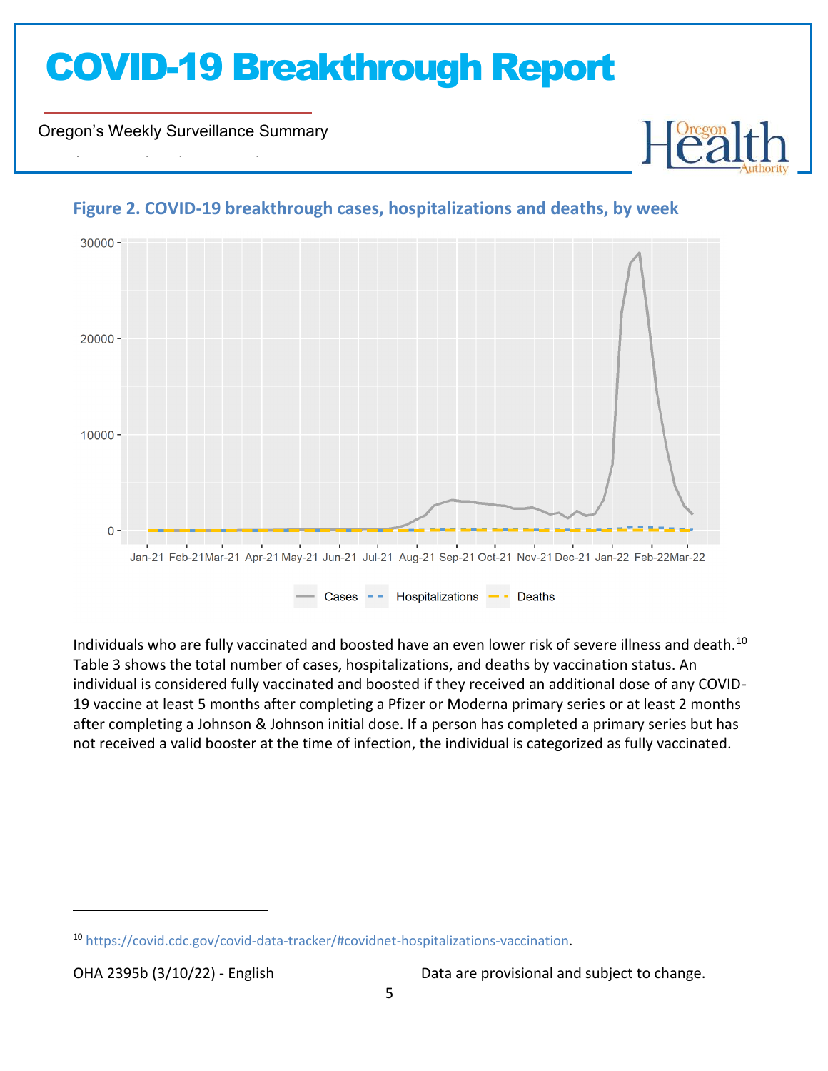## Figure 2. COVID-19 breakthrough cases, hospitalizations and deaths, by week

Individuals who are fully vaccinated and boosted have an even lower risk of severe illness and death.[10] Table 3 shows the total number of cases, hospitalizations, and deaths by vaccination status. An individual is considered fully vaccinated and boosted if they received an additional dose of any COVID-19 vaccine at least 5 months after completing a Pfizer or Moderna primary series or at least 2 months after completing a Johnson & Johnson initial dose. If a person has completed a primary series but has not received a valid booster at the time of infection, the individual is categorized as fully vaccinated.

[10] https://covid.cdc.gov/covid-data-tracker/#covidnet-hospitalizations-vaccination.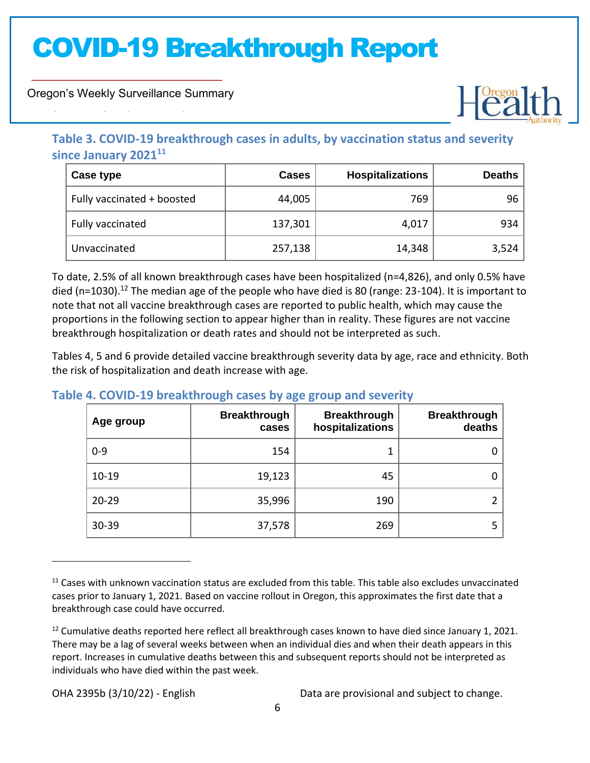### Table 3. COVID-19 breakthrough cases in adults, by vaccination status and severity since January 2021[11]

| Case type | Cases | Hospitalizations | Deaths |
|---|---|---|---|
| Fully vaccinated + boosted | 44,005 | 769 | 96 |
| Fully vaccinated | 137,301 | 4,017 | 934 |
| Unvaccinated | 257,138 | 14,348 | 3,524 |

To date, 2.5% of all known breakthrough cases have been hospitalized (n=4,826), and only 0.5% have died (n=1030).[12] The median age of the people who have died is 80 (range: 23-104). It is important to note that not all vaccine breakthrough cases are reported to public health, which may cause the proportions in the following section to appear higher than in reality. These figures are not vaccine breakthrough hospitalization or death rates and should not be interpreted as such.

Tables 4, 5 and 6 provide detailed vaccine breakthrough severity data by age, race and ethnicity. Both the risk of hospitalization and death increase with age.

### Table 4. COVID-19 breakthrough cases by age group and severity

| Age group | Breakthrough cases | Breakthrough hospitalizations | Breakthrough deaths |
|---|---|---|---|
| 0-9 | 154 | 1 | 0 |
| 10-19 | 19,123 | 45 | 0 |
| 20-29 | 35,996 | 190 | 2 |
| 30-39 | 37,578 | 269 | 5 |

[11] Cases with unknown vaccination status are excluded from this table. This table also excludes unvaccinated cases prior to January 1, 2021. Based on vaccine rollout in Oregon, this approximates the first date that a breakthrough case could have occurred.

[12] Cumulative deaths reported here reflect all breakthrough cases known to have died since January 1, 2021. There may be a lag of several weeks between when an individual dies and when their death appears in this report. Increases in cumulative deaths between this and subsequent reports should not be interpreted as individuals who have died within the past week.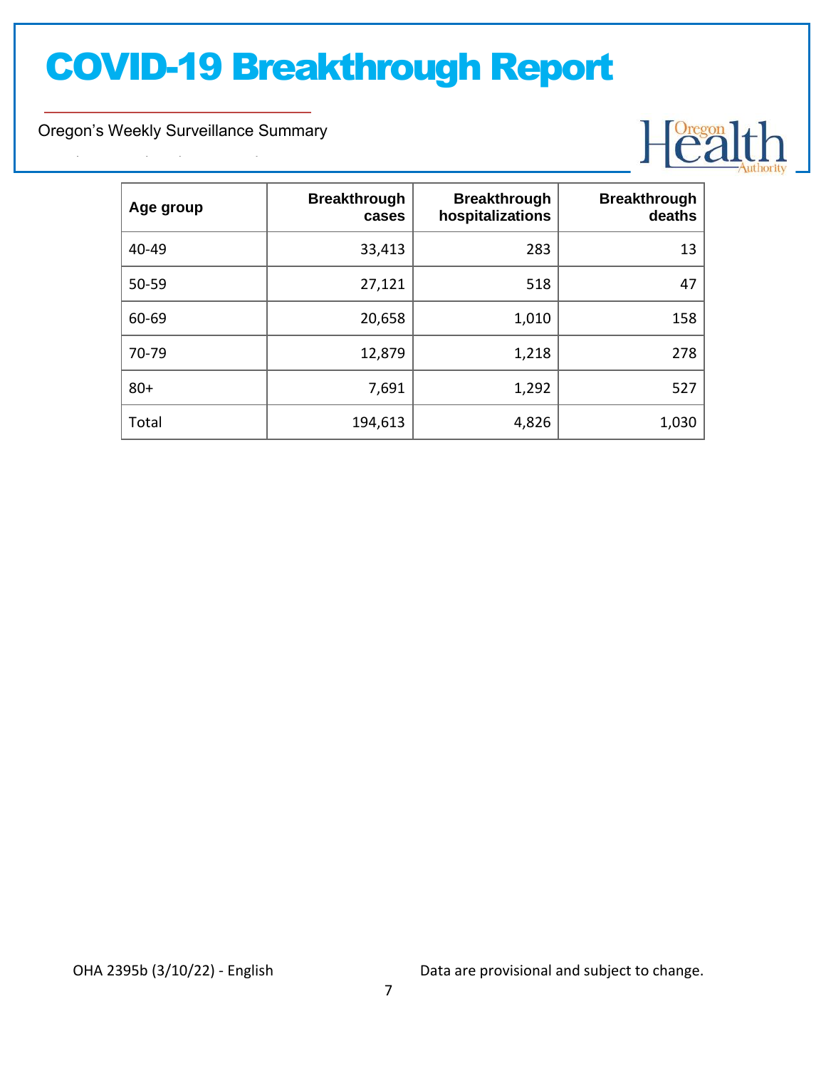| Age group | Breakthrough cases | Breakthrough hospitalizations | Breakthrough deaths |
| --- | --- | --- | --- |
| 40-49 | 33,413 | 283 | 13 |
| 50-59 | 27,121 | 518 | 47 |
| 60-69 | 20,658 | 1,010 | 158 |
| 70-79 | 12,879 | 1,218 | 278 |
| 80+ | 7,691 | 1,292 | 527 |
| Total | 194,613 | 4,826 | 1,030 |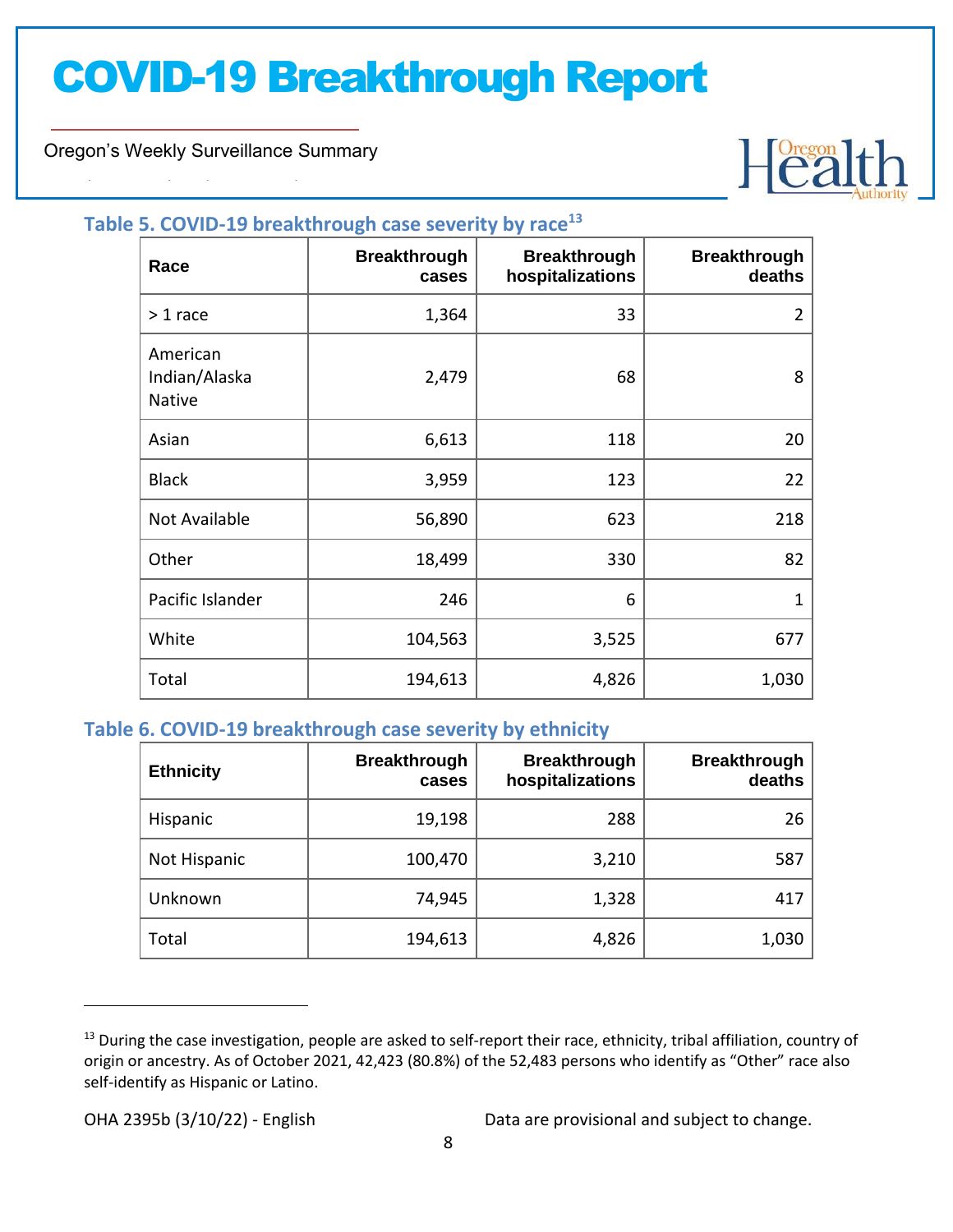### Table 5. COVID-19 breakthrough case severity by race[13]

| Race | Breakthrough cases | Breakthrough hospitalizations | Breakthrough deaths |
|---|---|---|---|
| > 1 race | 1,364 | 33 | 2 |
| American Indian/Alaska Native | 2,479 | 68 | 8 |
| Asian | 6,613 | 118 | 20 |
| Black | 3,959 | 123 | 22 |
| Not Available | 56,890 | 623 | 218 |
| Other | 18,499 | 330 | 82 |
| Pacific Islander | 246 | 6 | 1 |
| White | 104,563 | 3,525 | 677 |
| Total | 194,613 | 4,826 | 1,030 |

### Table 6. COVID-19 breakthrough case severity by ethnicity

| Ethnicity | Breakthrough cases | Breakthrough hospitalizations | Breakthrough deaths |
|---|---|---|---|
| Hispanic | 19,198 | 288 | 26 |
| Not Hispanic | 100,470 | 3,210 | 587 |
| Unknown | 74,945 | 1,328 | 417 |
| Total | 194,613 | 4,826 | 1,030 |

[13] During the case investigation, people are asked to self-report their race, ethnicity, tribal affiliation, country of origin or ancestry. As of October 2021, 42,423 (80.8%) of the 52,483 persons who identify as "Other" race also self-identify as Hispanic or Latino.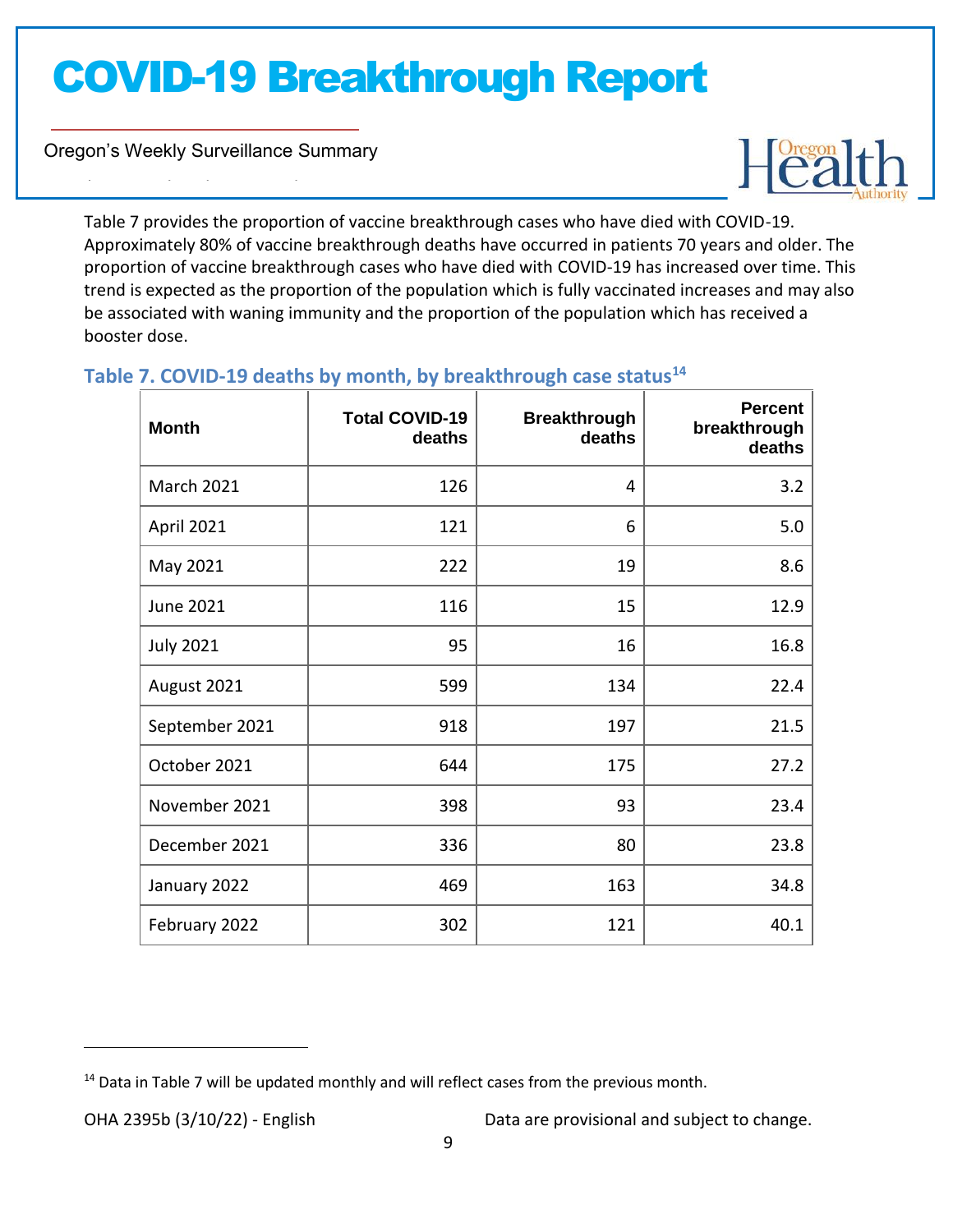Table 7 provides the proportion of vaccine breakthrough cases who have died with COVID-19. Approximately 80% of vaccine breakthrough deaths have occurred in patients 70 years and older. The proportion of vaccine breakthrough cases who have died with COVID-19 has increased over time. This trend is expected as the proportion of the population which is fully vaccinated increases and may also be associated with waning immunity and the proportion of the population which has received a booster dose.

### Table 7. COVID-19 deaths by month, by breakthrough case status[14]

| Month | Total COVID-19 deaths | Breakthrough deaths | Percent breakthrough deaths |
|---|---|---|---|
| March 2021 | 126 | 4 | 3.2 |
| April 2021 | 121 | 6 | 5.0 |
| May 2021 | 222 | 19 | 8.6 |
| June 2021 | 116 | 15 | 12.9 |
| July 2021 | 95 | 16 | 16.8 |
| August 2021 | 599 | 134 | 22.4 |
| September 2021 | 918 | 197 | 21.5 |
| October 2021 | 644 | 175 | 27.2 |
| November 2021 | 398 | 93 | 23.4 |
| December 2021 | 336 | 80 | 23.8 |
| January 2022 | 469 | 163 | 34.8 |
| February 2022 | 302 | 121 | 40.1 |

[14] Data in Table 7 will be updated monthly and will reflect cases from the previous month.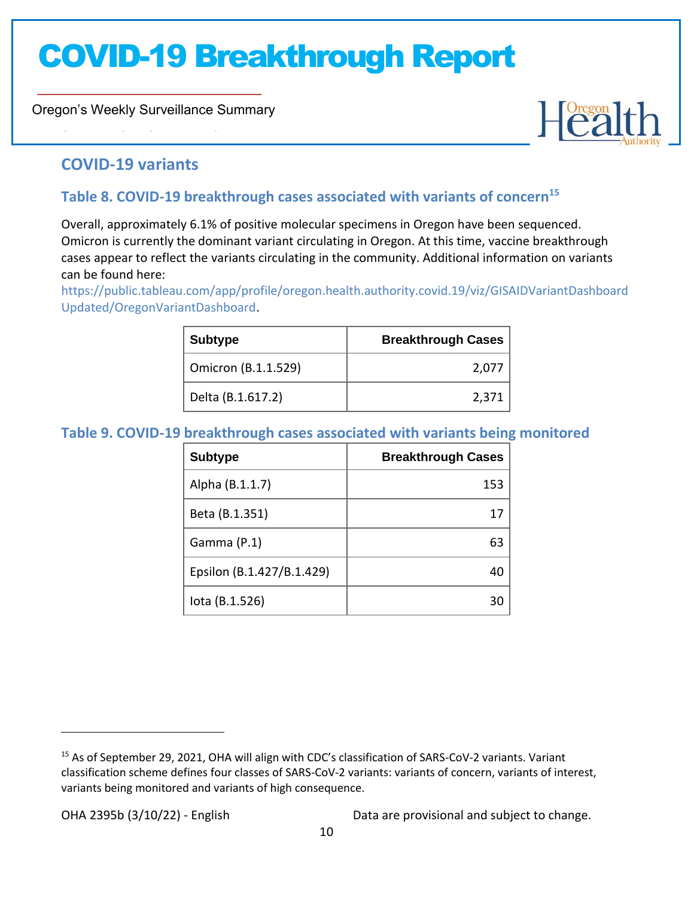## COVID-19 variants

### Table 8. COVID-19 breakthrough cases associated with variants of concern[15]

Overall, approximately 6.1% of positive molecular specimens in Oregon have been sequenced. Omicron is currently the dominant variant circulating in Oregon. At this time, vaccine breakthrough cases appear to reflect the variants circulating in the community. Additional information on variants can be found here: https://public.tableau.com/app/profile/oregon.health.authority.covid.19/viz/GISAIDVariantDashboardUpdated/OregonVariantDashboard.

| Subtype | Breakthrough Cases |
|---|---:|
| Omicron (B.1.1.529) | 2,077 |
| Delta (B.1.617.2) | 2,371 |

### Table 9. COVID-19 breakthrough cases associated with variants being monitored

| Subtype | Breakthrough Cases |
|---|---:|
| Alpha (B.1.1.7) | 153 |
| Beta (B.1.351) | 17 |
| Gamma (P.1) | 63 |
| Epsilon (B.1.427/B.1.429) | 40 |
| Iota (B.1.526) | 30 |

[15] As of September 29, 2021, OHA will align with CDC's classification of SARS-CoV-2 variants. Variant classification scheme defines four classes of SARS-CoV-2 variants: variants of concern, variants of interest, variants being monitored and variants of high consequence.

OHA 2395b (3/10/22) - English

Data are provisional and subject to change.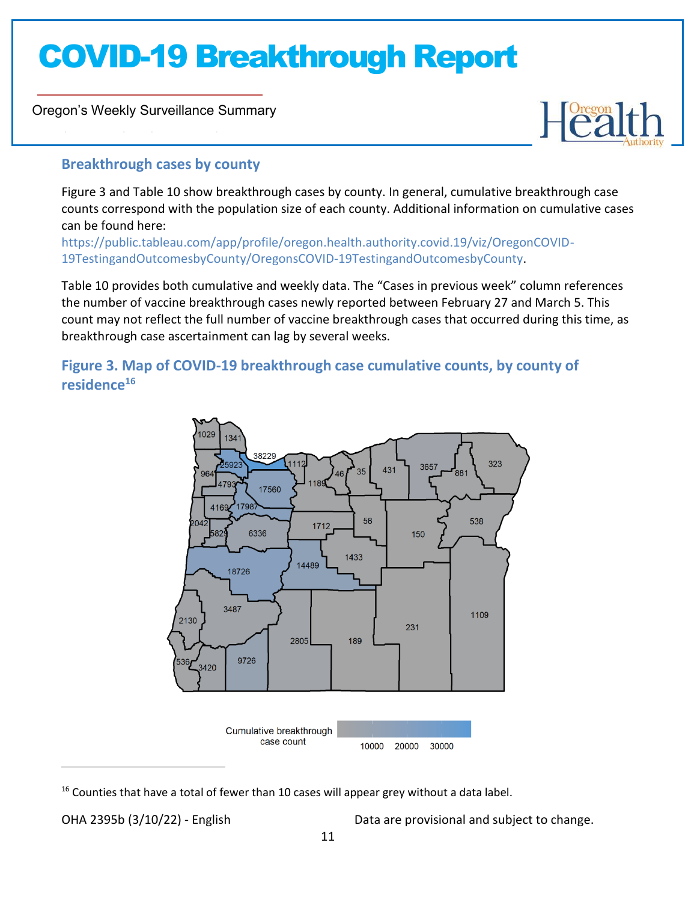## Breakthrough cases by county

Figure 3 and Table 10 show breakthrough cases by county. In general, cumulative breakthrough case counts correspond with the population size of each county. Additional information on cumulative cases can be found here: https://public.tableau.com/app/profile/oregon.health.authority.covid.19/viz/OregonCOVID-19TestingandOutcomesbyCounty/OregonsCOVID-19TestingandOutcomesbyCounty.

Table 10 provides both cumulative and weekly data. The "Cases in previous week" column references the number of vaccine breakthrough cases newly reported between February 27 and March 5. This count may not reflect the full number of vaccine breakthrough cases that occurred during this time, as breakthrough case ascertainment can lag by several weeks.

## Figure 3. Map of COVID-19 breakthrough case cumulative counts, by county of residence[16]

[16] Counties that have a total of fewer than 10 cases will appear grey without a data label.

OHA 2395b (3/10/22) - English

Data are provisional and subject to change.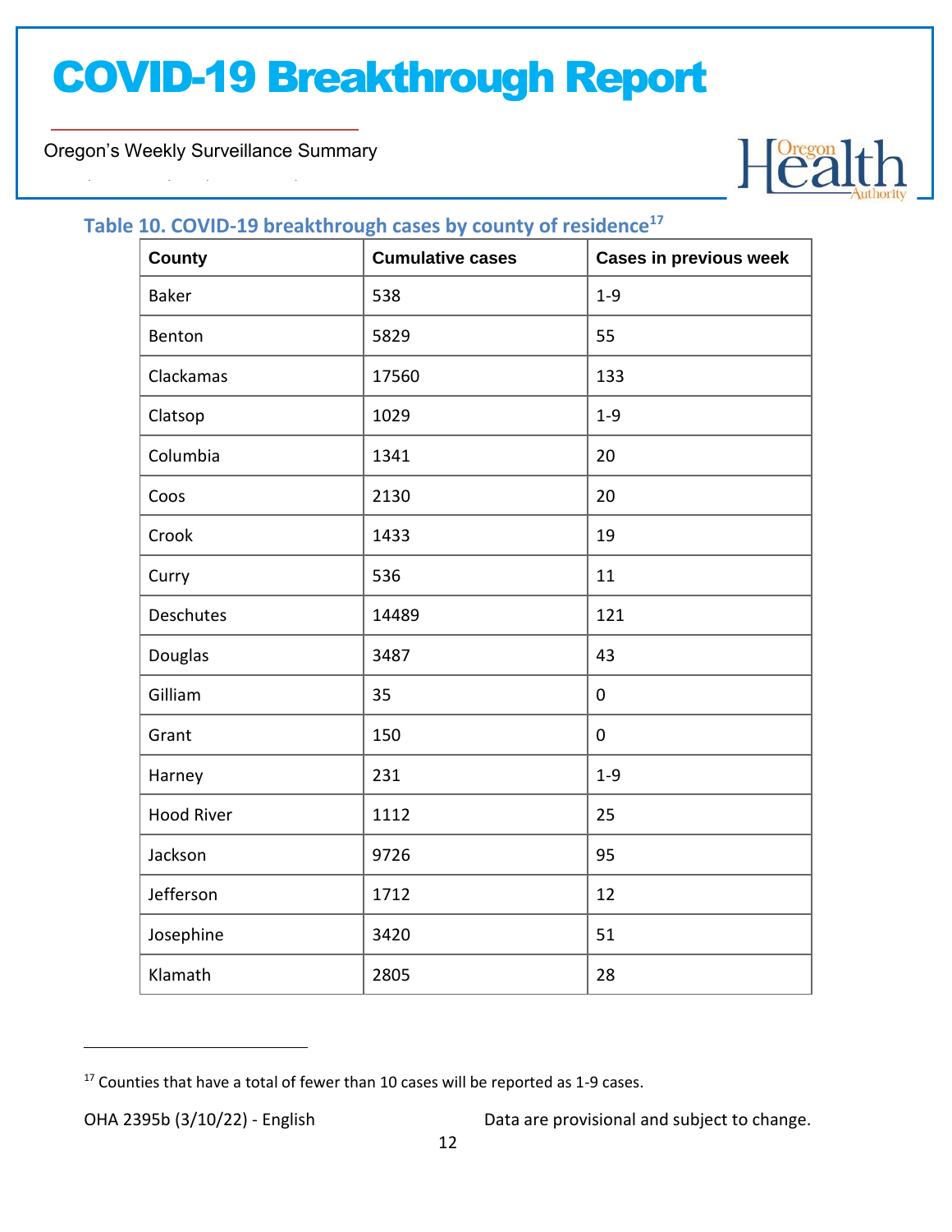# COVID-19 Breakthrough Report

Oregon's Weekly Surveillance Summary

**Table 10. COVID-19 breakthrough cases by county of residence[17]**

| County | Cumulative cases | Cases in previous week |
|---|---|---|
| Baker | 538 | 1-9 |
| Benton | 5829 | 55 |
| Clackamas | 17560 | 133 |
| Clatsop | 1029 | 1-9 |
| Columbia | 1341 | 20 |
| Coos | 2130 | 20 |
| Crook | 1433 | 19 |
| Curry | 536 | 11 |
| Deschutes | 14489 | 121 |
| Douglas | 3487 | 43 |
| Gilliam | 35 | 0 |
| Grant | 150 | 0 |
| Harney | 231 | 1-9 |
| Hood River | 1112 | 25 |
| Jackson | 9726 | 95 |
| Jefferson | 1712 | 12 |
| Josephine | 3420 | 51 |
| Klamath | 2805 | 28 |

[17] Counties that have a total of fewer than 10 cases will be reported as 1-9 cases.

OHA 2395b (3/10/22) - English Data are provisional and subject to change.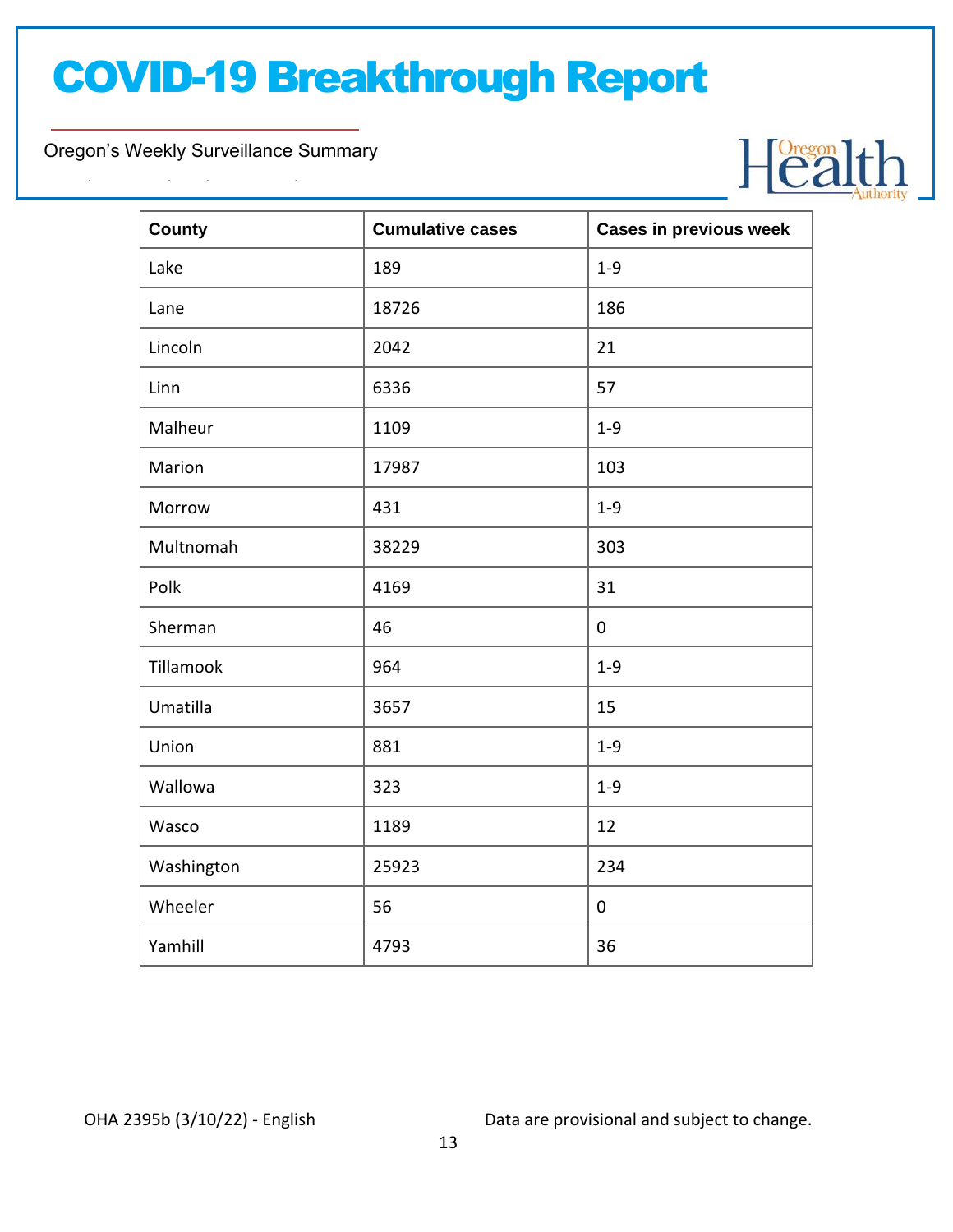| County | Cumulative cases | Cases in previous week |
|---|---|---|
| Lake | 189 | 1-9 |
| Lane | 18726 | 186 |
| Lincoln | 2042 | 21 |
| Linn | 6336 | 57 |
| Malheur | 1109 | 1-9 |
| Marion | 17987 | 103 |
| Morrow | 431 | 1-9 |
| Multnomah | 38229 | 303 |
| Polk | 4169 | 31 |
| Sherman | 46 | 0 |
| Tillamook | 964 | 1-9 |
| Umatilla | 3657 | 15 |
| Union | 881 | 1-9 |
| Wallowa | 323 | 1-9 |
| Wasco | 1189 | 12 |
| Washington | 25923 | 234 |
| Wheeler | 56 | 0 |
| Yamhill | 4793 | 36 |